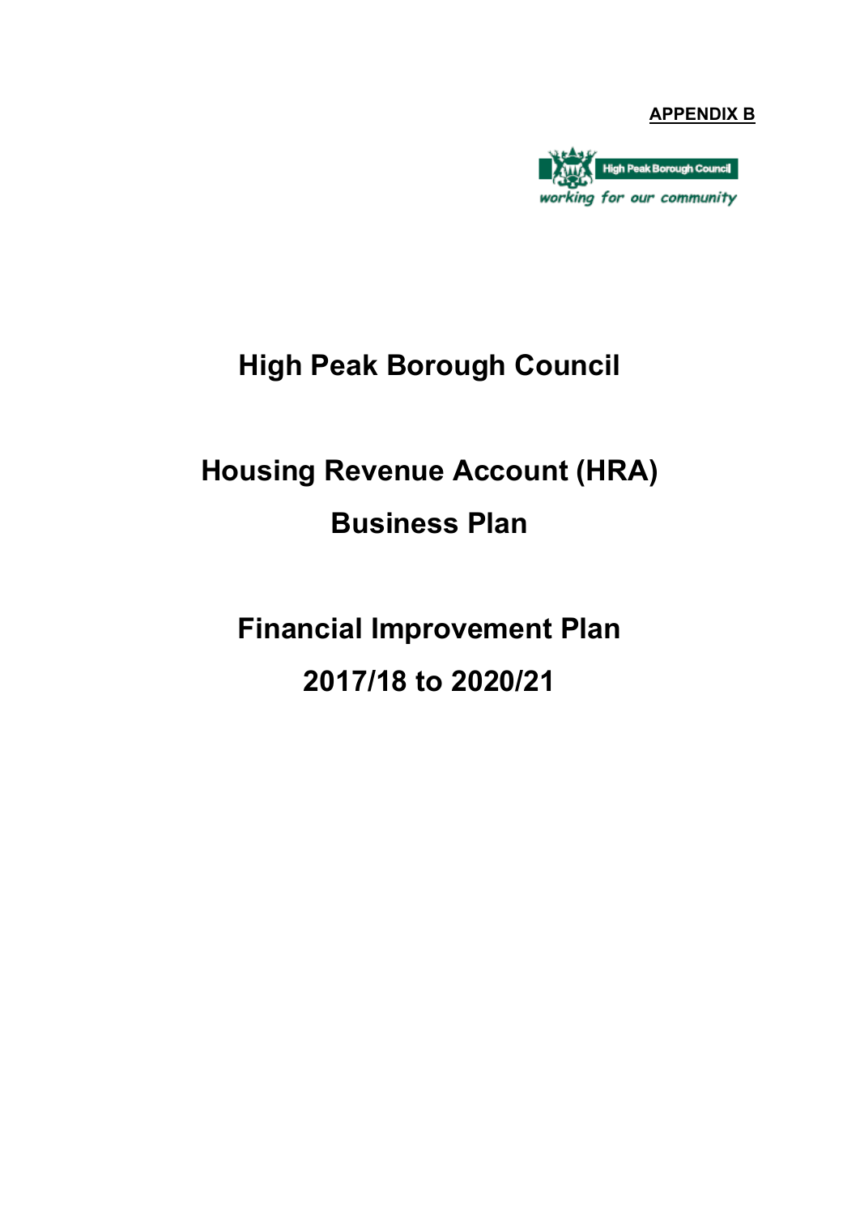**APPENDIX B**

High Peak Borough Council

*working for our community*

# High Peak Borough Council

# Housing Revenue Account (HRA) Business Plan

# Financial Improvement Plan 2017/18 to 2020/21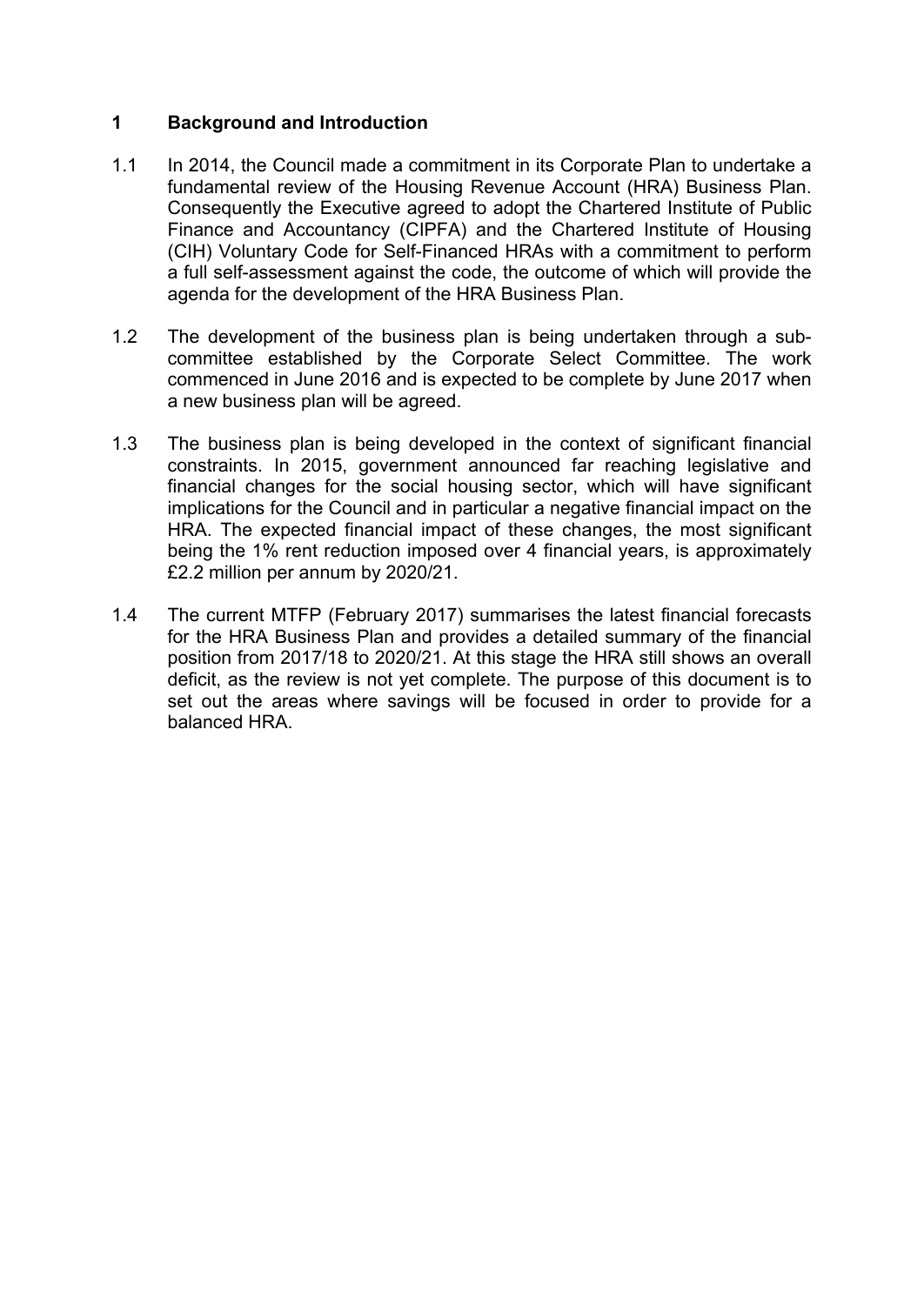## 1 Background and Introduction

1.1 In 2014, the Council made a commitment in its Corporate Plan to undertake a fundamental review of the Housing Revenue Account (HRA) Business Plan. Consequently the Executive agreed to adopt the Chartered Institute of Public Finance and Accountancy (CIPFA) and the Chartered Institute of Housing (CIH) Voluntary Code for Self-Financed HRAs with a commitment to perform a full self-assessment against the code, the outcome of which will provide the agenda for the development of the HRA Business Plan.

1.2 The development of the business plan is being undertaken through a sub-committee established by the Corporate Select Committee. The work commenced in June 2016 and is expected to be complete by June 2017 when a new business plan will be agreed.

1.3 The business plan is being developed in the context of significant financial constraints. In 2015, government announced far reaching legislative and financial changes for the social housing sector, which will have significant implications for the Council and in particular a negative financial impact on the HRA. The expected financial impact of these changes, the most significant being the 1% rent reduction imposed over 4 financial years, is approximately £2.2 million per annum by 2020/21.

1.4 The current MTFP (February 2017) summarises the latest financial forecasts for the HRA Business Plan and provides a detailed summary of the financial position from 2017/18 to 2020/21. At this stage the HRA still shows an overall deficit, as the review is not yet complete. The purpose of this document is to set out the areas where savings will be focused in order to provide for a balanced HRA.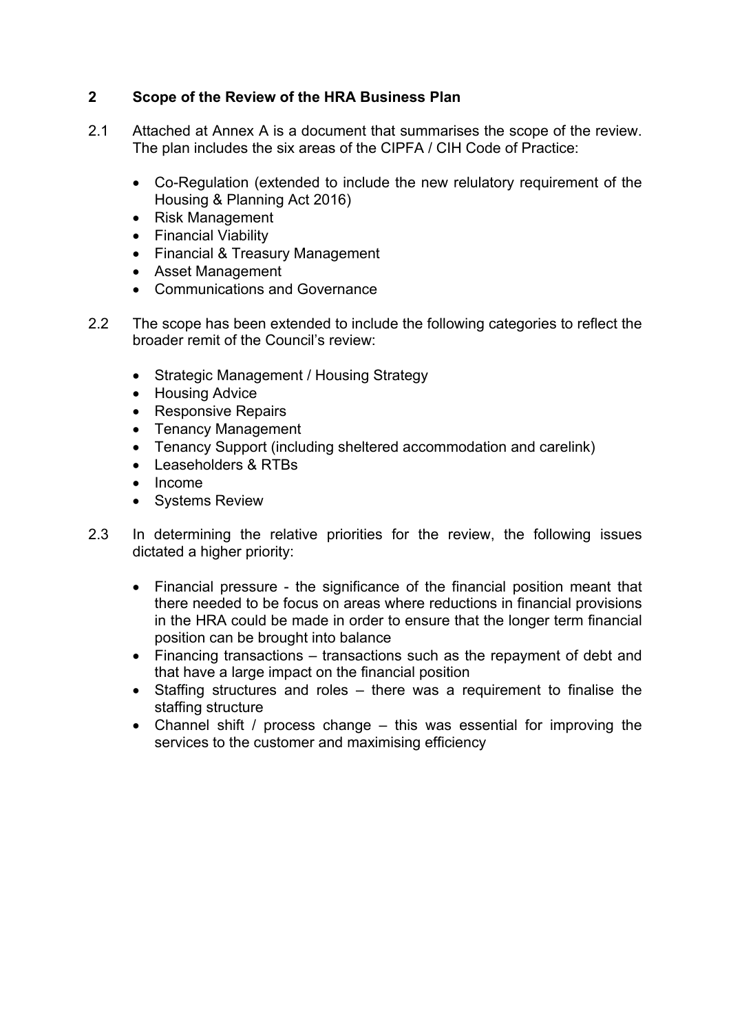## 2 Scope of the Review of the HRA Business Plan

2.1 Attached at Annex A is a document that summarises the scope of the review. The plan includes the six areas of the CIPFA / CIH Code of Practice:

- Co-Regulation (extended to include the new relulatory requirement of the Housing & Planning Act 2016)
- Risk Management
- Financial Viability
- Financial & Treasury Management
- Asset Management
- Communications and Governance

2.2 The scope has been extended to include the following categories to reflect the broader remit of the Council's review:

- Strategic Management / Housing Strategy
- Housing Advice
- Responsive Repairs
- Tenancy Management
- Tenancy Support (including sheltered accommodation and carelink)
- Leaseholders & RTBs
- Income
- Systems Review

2.3 In determining the relative priorities for the review, the following issues dictated a higher priority:

- Financial pressure - the significance of the financial position meant that there needed to be focus on areas where reductions in financial provisions in the HRA could be made in order to ensure that the longer term financial position can be brought into balance
- Financing transactions – transactions such as the repayment of debt and that have a large impact on the financial position
- Staffing structures and roles – there was a requirement to finalise the staffing structure
- Channel shift / process change – this was essential for improving the services to the customer and maximising efficiency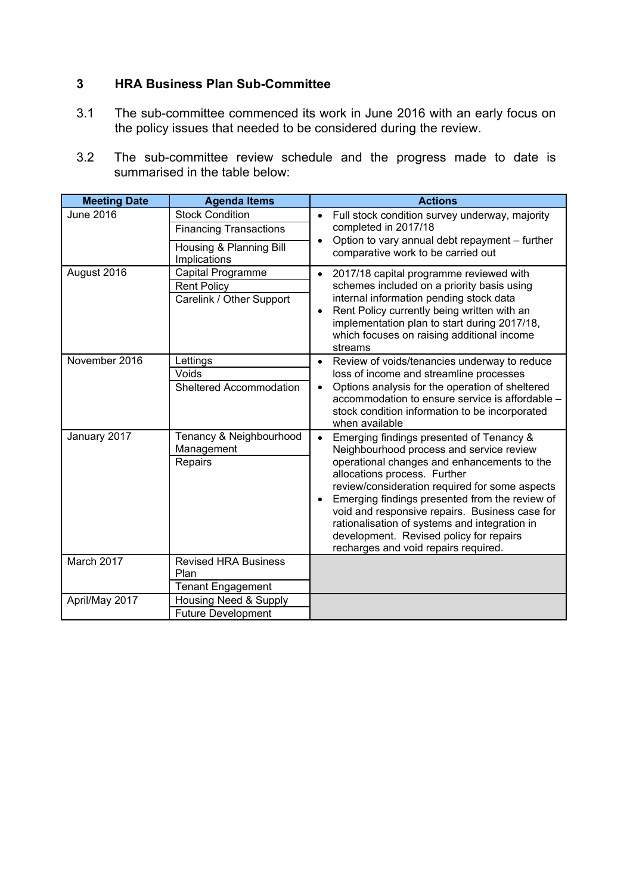## 3 HRA Business Plan Sub-Committee

3.1 The sub-committee commenced its work in June 2016 with an early focus on the policy issues that needed to be considered during the review.

3.2 The sub-committee review schedule and the progress made to date is summarised in the table below:

| Meeting Date | Agenda Items | Actions |
|---|---|---|
| June 2016 | Stock Condition<br>Financing Transactions<br>Housing & Planning Bill Implications | • Full stock condition survey underway, majority completed in 2017/18<br>• Option to vary annual debt repayment – further comparative work to be carried out |
| August 2016 | Capital Programme<br>Rent Policy<br>Carelink / Other Support | • 2017/18 capital programme reviewed with schemes included on a priority basis using internal information pending stock data<br>• Rent Policy currently being written with an implementation plan to start during 2017/18, which focuses on raising additional income streams |
| November 2016 | Lettings<br>Voids<br>Sheltered Accommodation | • Review of voids/tenancies underway to reduce loss of income and streamline processes<br>• Options analysis for the operation of sheltered accommodation to ensure service is affordable – stock condition information to be incorporated when available |
| January 2017 | Tenancy & Neighbourhood Management<br>Repairs | • Emerging findings presented of Tenancy & Neighbourhood process and service review operational changes and enhancements to the allocations process. Further review/consideration required for some aspects<br>• Emerging findings presented from the review of void and responsive repairs. Business case for rationalisation of systems and integration in development. Revised policy for repairs recharges and void repairs required. |
| March 2017 | Revised HRA Business Plan<br>Tenant Engagement | |
| April/May 2017 | Housing Need & Supply<br>Future Development | |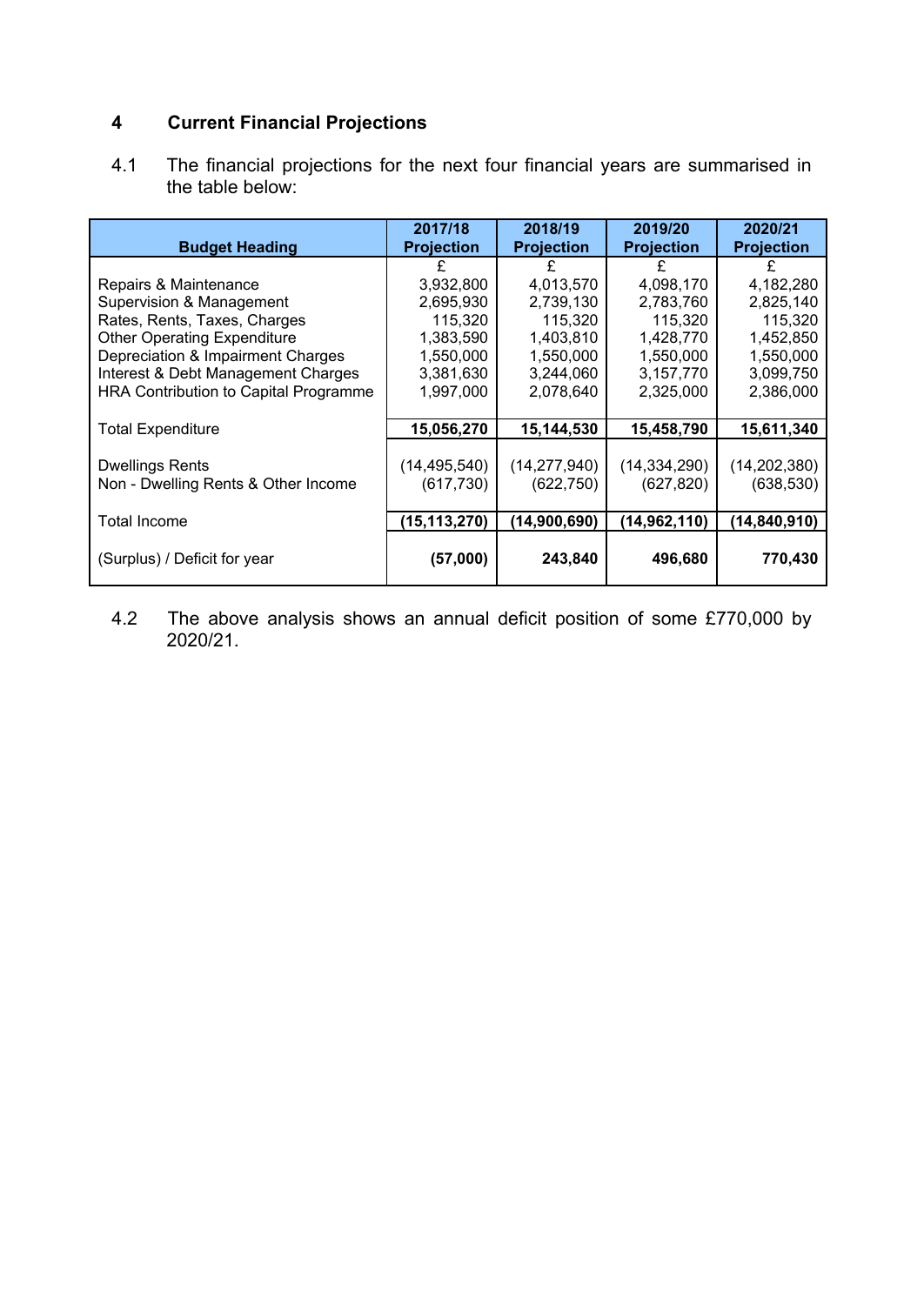## 4 Current Financial Projections

4.1 The financial projections for the next four financial years are summarised in the table below:

| Budget Heading | 2017/18 Projection | 2018/19 Projection | 2019/20 Projection | 2020/21 Projection |
|---|---|---|---|---|
| | £ | £ | £ | £ |
| Repairs & Maintenance | 3,932,800 | 4,013,570 | 4,098,170 | 4,182,280 |
| Supervision & Management | 2,695,930 | 2,739,130 | 2,783,760 | 2,825,140 |
| Rates, Rents, Taxes, Charges | 115,320 | 115,320 | 115,320 | 115,320 |
| Other Operating Expenditure | 1,383,590 | 1,403,810 | 1,428,770 | 1,452,850 |
| Depreciation & Impairment Charges | 1,550,000 | 1,550,000 | 1,550,000 | 1,550,000 |
| Interest & Debt Management Charges | 3,381,630 | 3,244,060 | 3,157,770 | 3,099,750 |
| HRA Contribution to Capital Programme | 1,997,000 | 2,078,640 | 2,325,000 | 2,386,000 |
| Total Expenditure | **15,056,270** | **15,144,530** | **15,458,790** | **15,611,340** |
| Dwellings Rents | (14,495,540) | (14,277,940) | (14,334,290) | (14,202,380) |
| Non - Dwelling Rents & Other Income | (617,730) | (622,750) | (627,820) | (638,530) |
| Total Income | **(15,113,270)** | **(14,900,690)** | **(14,962,110)** | **(14,840,910)** |
| (Surplus) / Deficit for year | **(57,000)** | **243,840** | **496,680** | **770,430** |

4.2 The above analysis shows an annual deficit position of some £770,000 by 2020/21.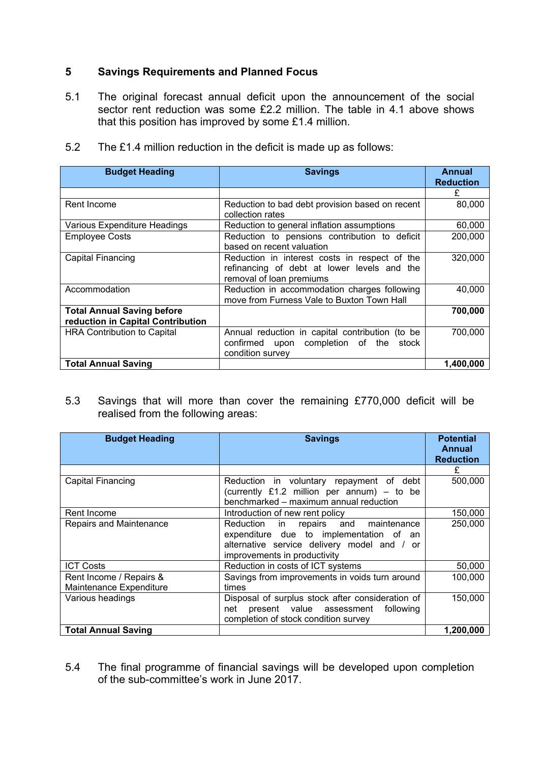## 5 Savings Requirements and Planned Focus

5.1 The original forecast annual deficit upon the announcement of the social sector rent reduction was some £2.2 million. The table in 4.1 above shows that this position has improved by some £1.4 million.

5.2 The £1.4 million reduction in the deficit is made up as follows:

| Budget Heading | Savings | Annual Reduction |
|---|---|---|
| | | £ |
| Rent Income | Reduction to bad debt provision based on recent collection rates | 80,000 |
| Various Expenditure Headings | Reduction to general inflation assumptions | 60,000 |
| Employee Costs | Reduction to pensions contribution to deficit based on recent valuation | 200,000 |
| Capital Financing | Reduction in interest costs in respect of the refinancing of debt at lower levels and the removal of loan premiums | 320,000 |
| Accommodation | Reduction in accommodation charges following move from Furness Vale to Buxton Town Hall | 40,000 |
| **Total Annual Saving before reduction in Capital Contribution** | | **700,000** |
| HRA Contribution to Capital | Annual reduction in capital contribution (to be confirmed upon completion of the stock condition survey | 700,000 |
| **Total Annual Saving** | | **1,400,000** |

5.3 Savings that will more than cover the remaining £770,000 deficit will be realised from the following areas:

| Budget Heading | Savings | Potential Annual Reduction |
|---|---|---|
| | | £ |
| Capital Financing | Reduction in voluntary repayment of debt (currently £1.2 million per annum) – to be benchmarked – maximum annual reduction | 500,000 |
| Rent Income | Introduction of new rent policy | 150,000 |
| Repairs and Maintenance | Reduction in repairs and maintenance expenditure due to implementation of an alternative service delivery model and / or improvements in productivity | 250,000 |
| ICT Costs | Reduction in costs of ICT systems | 50,000 |
| Rent Income / Repairs & Maintenance Expenditure | Savings from improvements in voids turn around times | 100,000 |
| Various headings | Disposal of surplus stock after consideration of net present value assessment following completion of stock condition survey | 150,000 |
| **Total Annual Saving** | | **1,200,000** |

5.4 The final programme of financial savings will be developed upon completion of the sub-committee's work in June 2017.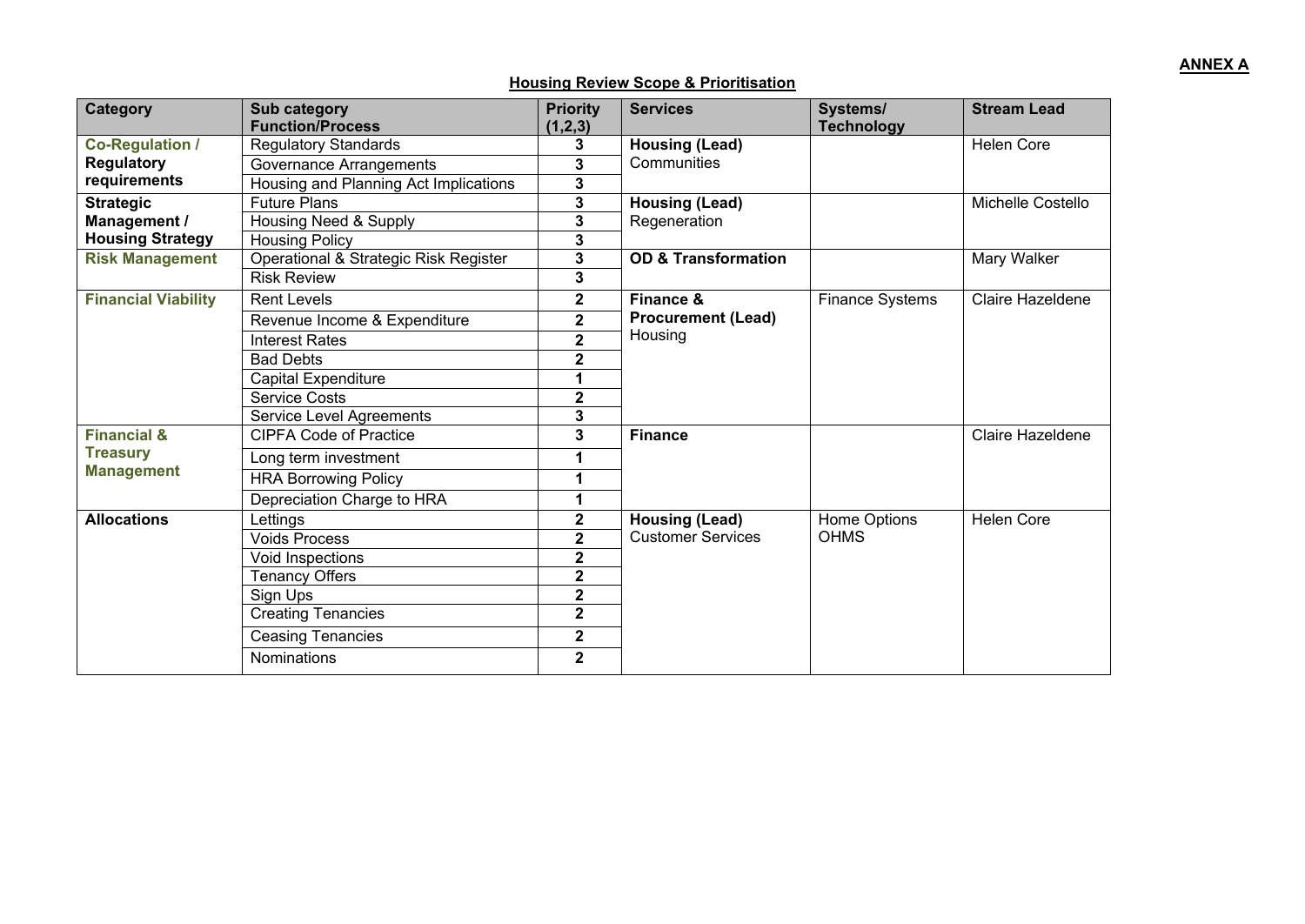**ANNEX A**

**Housing Review Scope & Prioritisation**

| Category | Sub category Function/Process | Priority (1,2,3) | Services | Systems/ Technology | Stream Lead |
|---|---|---|---|---|---|
| **Co-Regulation / Regulatory requirements** | Regulatory Standards | **3** | **Housing (Lead)** Communities | | Helen Core |
| | Governance Arrangements | **3** | | | |
| | Housing and Planning Act Implications | **3** | | | |
| **Strategic Management / Housing Strategy** | Future Plans | **3** | **Housing (Lead)** Regeneration | | Michelle Costello |
| | Housing Need & Supply | **3** | | | |
| | Housing Policy | **3** | | | |
| **Risk Management** | Operational & Strategic Risk Register | **3** | **OD & Transformation** | | Mary Walker |
| | Risk Review | **3** | | | |
| **Financial Viability** | Rent Levels | **2** | **Finance & Procurement (Lead)** Housing | Finance Systems | Claire Hazeldene |
| | Revenue Income & Expenditure | **2** | | | |
| | Interest Rates | **2** | | | |
| | Bad Debts | **2** | | | |
| | Capital Expenditure | **1** | | | |
| | Service Costs | **2** | | | |
| | Service Level Agreements | **3** | | | |
| **Financial & Treasury Management** | CIPFA Code of Practice | **3** | **Finance** | | Claire Hazeldene |
| | Long term investment | **1** | | | |
| | HRA Borrowing Policy | **1** | | | |
| | Depreciation Charge to HRA | **1** | | | |
| **Allocations** | Lettings | **2** | **Housing (Lead)** Customer Services | Home Options OHMS | Helen Core |
| | Voids Process | **2** | | | |
| | Void Inspections | **2** | | | |
| | Tenancy Offers | **2** | | | |
| | Sign Ups | **2** | | | |
| | Creating Tenancies | **2** | | | |
| | Ceasing Tenancies | **2** | | | |
| | Nominations | **2** | | | |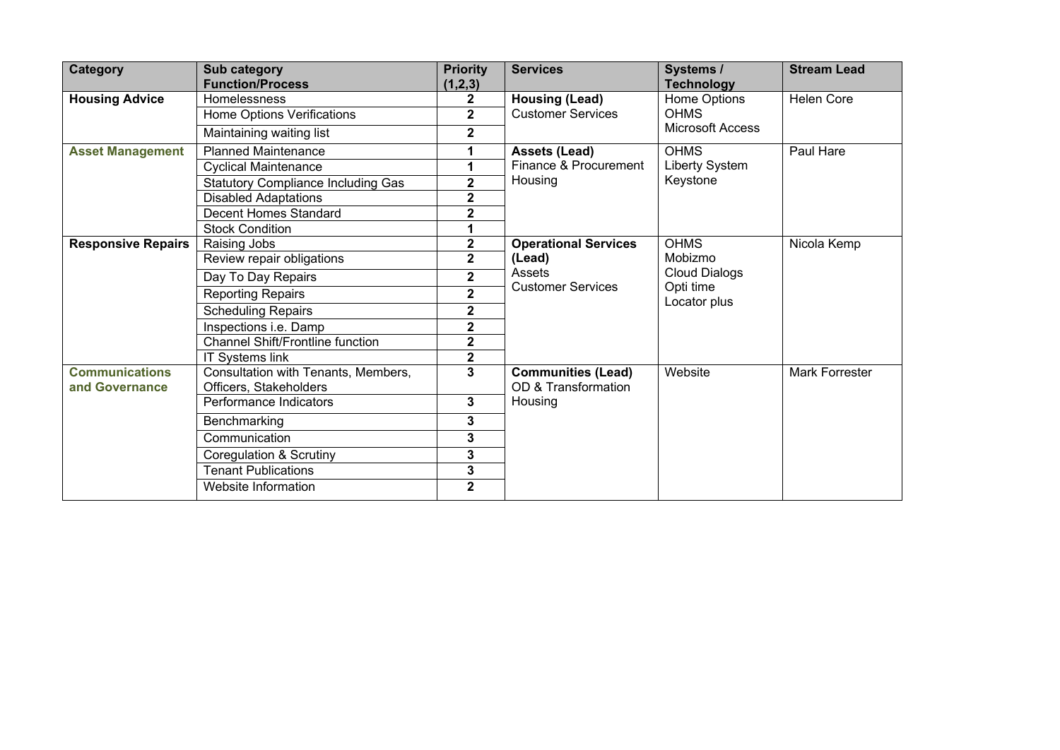| Category | Sub category Function/Process | Priority (1,2,3) | Services | Systems / Technology | Stream Lead |
|---|---|---|---|---|---|
| **Housing Advice** | Homelessness | **2** | **Housing (Lead)** | Home Options | Helen Core |
| | Home Options Verifications | **2** | Customer Services | OHMS | |
| | Maintaining waiting list | **2** | | Microsoft Access | |
| **Asset Management** | Planned Maintenance | **1** | **Assets (Lead)** | OHMS | Paul Hare |
| | Cyclical Maintenance | **1** | Finance & Procurement | Liberty System | |
| | Statutory Compliance Including Gas | **2** | Housing | Keystone | |
| | Disabled Adaptations | **2** | | | |
| | Decent Homes Standard | **2** | | | |
| | Stock Condition | **1** | | | |
| **Responsive Repairs** | Raising Jobs | **2** | **Operational Services (Lead)** | OHMS | Nicola Kemp |
| | Review repair obligations | **2** | Assets | Mobizmo | |
| | Day To Day Repairs | **2** | Customer Services | Cloud Dialogs | |
| | Reporting Repairs | **2** | | Opti time | |
| | Scheduling Repairs | **2** | | Locator plus | |
| | Inspections i.e. Damp | **2** | | | |
| | Channel Shift/Frontline function | **2** | | | |
| | IT Systems link | **2** | | | |
| **Communications and Governance** | Consultation with Tenants, Members, Officers, Stakeholders | **3** | **Communities (Lead)** | Website | Mark Forrester |
| | Performance Indicators | **3** | OD & Transformation | | |
| | Benchmarking | **3** | Housing | | |
| | Communication | **3** | | | |
| | Coregulation & Scrutiny | **3** | | | |
| | Tenant Publications | **3** | | | |
| | Website Information | **2** | | | |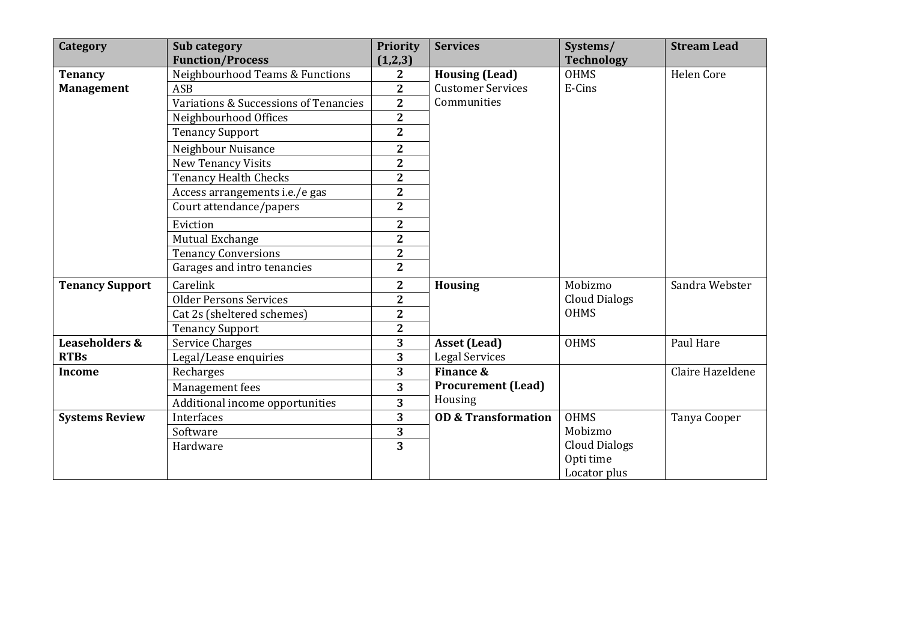| Category | Sub category Function/Process | Priority (1,2,3) | Services | Systems/ Technology | Stream Lead |
|---|---|---|---|---|---|
| **Tenancy Management** | Neighbourhood Teams & Functions | **2** | **Housing (Lead)** Customer Services Communities | OHMS E-Cins | Helen Core |
| | ASB | **2** | | | |
| | Variations & Successions of Tenancies | **2** | | | |
| | Neighbourhood Offices | **2** | | | |
| | Tenancy Support | **2** | | | |
| | Neighbour Nuisance | **2** | | | |
| | New Tenancy Visits | **2** | | | |
| | Tenancy Health Checks | **2** | | | |
| | Access arrangements i.e./e gas | **2** | | | |
| | Court attendance/papers | **2** | | | |
| | Eviction | **2** | | | |
| | Mutual Exchange | **2** | | | |
| | Tenancy Conversions | **2** | | | |
| | Garages and intro tenancies | **2** | | | |
| **Tenancy Support** | Carelink | **2** | **Housing** | Mobizmo Cloud Dialogs OHMS | Sandra Webster |
| | Older Persons Services | **2** | | | |
| | Cat 2s (sheltered schemes) | **2** | | | |
| | Tenancy Support | **2** | | | |
| **Leaseholders & RTBs** | Service Charges | **3** | **Asset (Lead)** Legal Services | OHMS | Paul Hare |
| | Legal/Lease enquiries | **3** | | | |
| **Income** | Recharges | **3** | **Finance & Procurement (Lead)** Housing | | Claire Hazeldene |
| | Management fees | **3** | | | |
| | Additional income opportunities | **3** | | | |
| **Systems Review** | Interfaces | **3** | **OD & Transformation** | OHMS Mobizmo Cloud Dialogs Opti time Locator plus | Tanya Cooper |
| | Software | **3** | | | |
| | Hardware | **3** | | | |